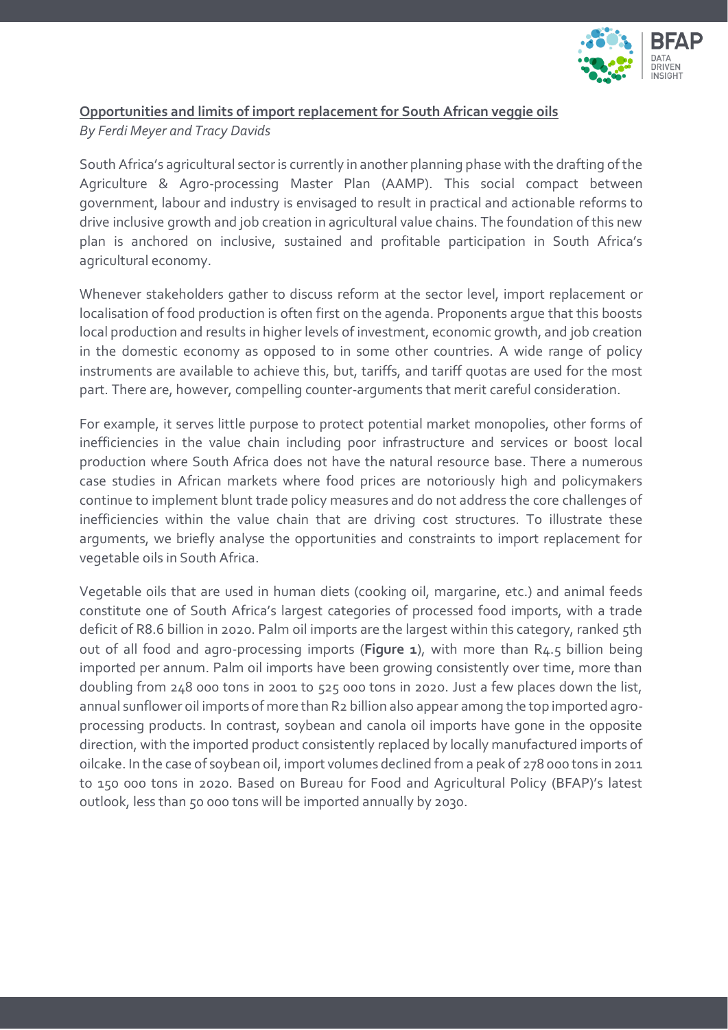## Opportunities and limits of import replacement for South African veggie oils

*By Ferdi Meyer and Tracy Davids*

South Africa's agricultural sector is currently in another planning phase with the drafting of the Agriculture & Agro-processing Master Plan (AAMP). This social compact between government, labour and industry is envisaged to result in practical and actionable reforms to drive inclusive growth and job creation in agricultural value chains. The foundation of this new plan is anchored on inclusive, sustained and profitable participation in South Africa's agricultural economy.

Whenever stakeholders gather to discuss reform at the sector level, import replacement or localisation of food production is often first on the agenda. Proponents argue that this boosts local production and results in higher levels of investment, economic growth, and job creation in the domestic economy as opposed to in some other countries. A wide range of policy instruments are available to achieve this, but, tariffs, and tariff quotas are used for the most part. There are, however, compelling counter-arguments that merit careful consideration.

For example, it serves little purpose to protect potential market monopolies, other forms of inefficiencies in the value chain including poor infrastructure and services or boost local production where South Africa does not have the natural resource base. There a numerous case studies in African markets where food prices are notoriously high and policymakers continue to implement blunt trade policy measures and do not address the core challenges of inefficiencies within the value chain that are driving cost structures. To illustrate these arguments, we briefly analyse the opportunities and constraints to import replacement for vegetable oils in South Africa.

Vegetable oils that are used in human diets (cooking oil, margarine, etc.) and animal feeds constitute one of South Africa's largest categories of processed food imports, with a trade deficit of R8.6 billion in 2020. Palm oil imports are the largest within this category, ranked 5th out of all food and agro-processing imports (**Figure 1**), with more than R4.5 billion being imported per annum. Palm oil imports have been growing consistently over time, more than doubling from 248 000 tons in 2001 to 525 000 tons in 2020. Just a few places down the list, annual sunflower oil imports of more than R2 billion also appear among the top imported agro-processing products. In contrast, soybean and canola oil imports have gone in the opposite direction, with the imported product consistently replaced by locally manufactured imports of oilcake. In the case of soybean oil, import volumes declined from a peak of 278 000 tons in 2011 to 150 000 tons in 2020. Based on Bureau for Food and Agricultural Policy (BFAP)'s latest outlook, less than 50 000 tons will be imported annually by 2030.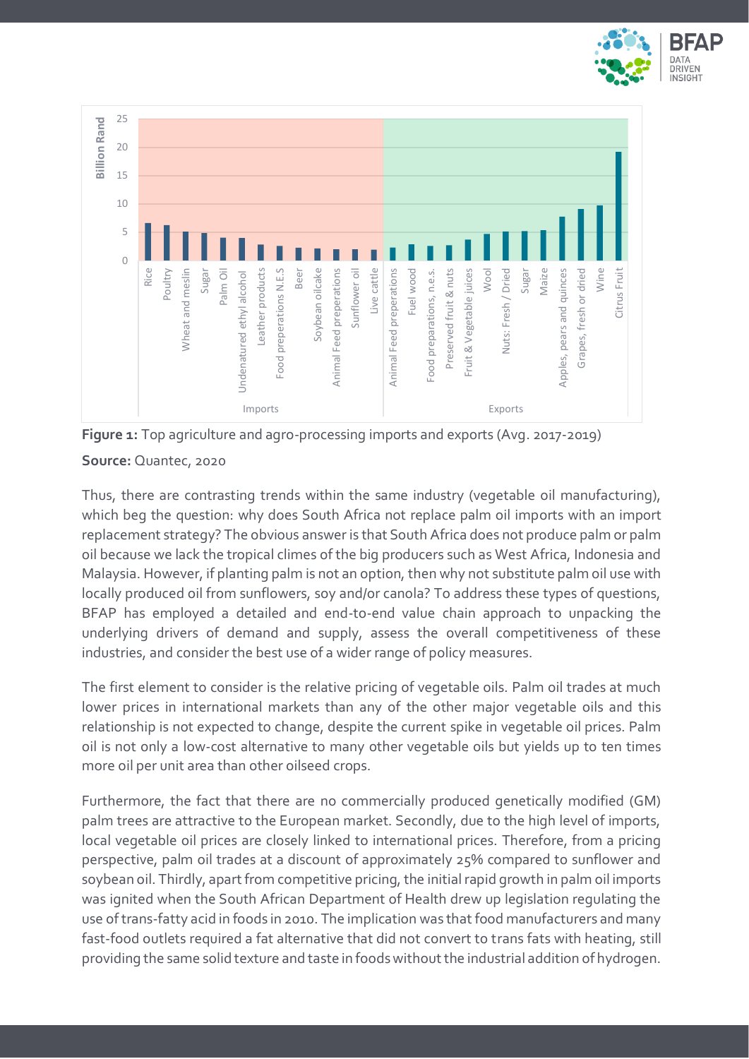**Figure 1:** Top agriculture and agro-processing imports and exports (Avg. 2017-2019)

**Source:** Quantec, 2020

Thus, there are contrasting trends within the same industry (vegetable oil manufacturing), which beg the question: why does South Africa not replace palm oil imports with an import replacement strategy? The obvious answer is that South Africa does not produce palm or palm oil because we lack the tropical climes of the big producers such as West Africa, Indonesia and Malaysia. However, if planting palm is not an option, then why not substitute palm oil use with locally produced oil from sunflowers, soy and/or canola? To address these types of questions, BFAP has employed a detailed and end-to-end value chain approach to unpacking the underlying drivers of demand and supply, assess the overall competitiveness of these industries, and consider the best use of a wider range of policy measures.

The first element to consider is the relative pricing of vegetable oils. Palm oil trades at much lower prices in international markets than any of the other major vegetable oils and this relationship is not expected to change, despite the current spike in vegetable oil prices. Palm oil is not only a low-cost alternative to many other vegetable oils but yields up to ten times more oil per unit area than other oilseed crops.

Furthermore, the fact that there are no commercially produced genetically modified (GM) palm trees are attractive to the European market. Secondly, due to the high level of imports, local vegetable oil prices are closely linked to international prices. Therefore, from a pricing perspective, palm oil trades at a discount of approximately 25% compared to sunflower and soybean oil. Thirdly, apart from competitive pricing, the initial rapid growth in palm oil imports was ignited when the South African Department of Health drew up legislation regulating the use of trans-fatty acid in foods in 2010. The implication was that food manufacturers and many fast-food outlets required a fat alternative that did not convert to trans fats with heating, still providing the same solid texture and taste in foods without the industrial addition of hydrogen.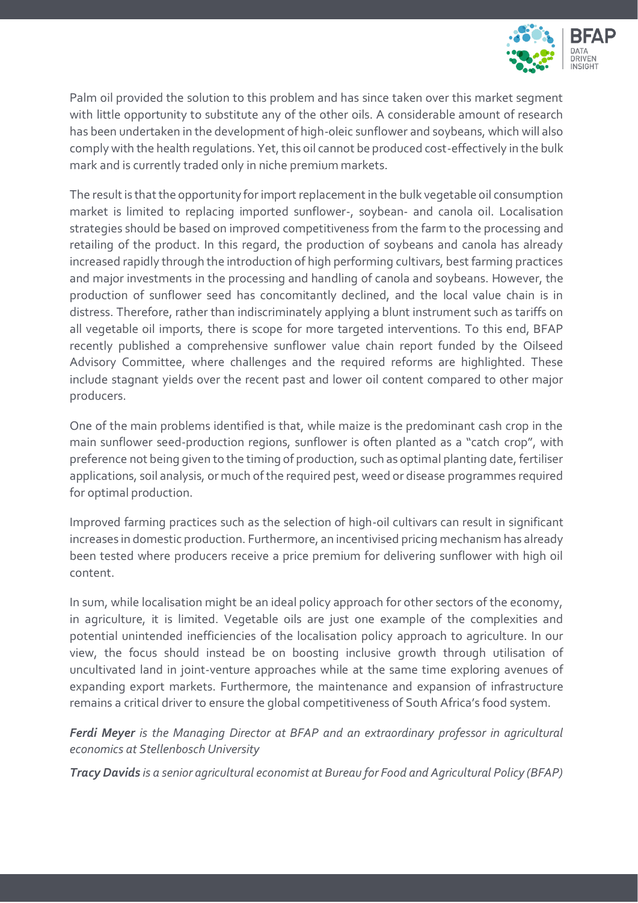Palm oil provided the solution to this problem and has since taken over this market segment with little opportunity to substitute any of the other oils. A considerable amount of research has been undertaken in the development of high-oleic sunflower and soybeans, which will also comply with the health regulations. Yet, this oil cannot be produced cost-effectively in the bulk mark and is currently traded only in niche premium markets.

The result is that the opportunity for import replacement in the bulk vegetable oil consumption market is limited to replacing imported sunflower-, soybean- and canola oil. Localisation strategies should be based on improved competitiveness from the farm to the processing and retailing of the product. In this regard, the production of soybeans and canola has already increased rapidly through the introduction of high performing cultivars, best farming practices and major investments in the processing and handling of canola and soybeans. However, the production of sunflower seed has concomitantly declined, and the local value chain is in distress. Therefore, rather than indiscriminately applying a blunt instrument such as tariffs on all vegetable oil imports, there is scope for more targeted interventions. To this end, BFAP recently published a comprehensive sunflower value chain report funded by the Oilseed Advisory Committee, where challenges and the required reforms are highlighted. These include stagnant yields over the recent past and lower oil content compared to other major producers.

One of the main problems identified is that, while maize is the predominant cash crop in the main sunflower seed-production regions, sunflower is often planted as a "catch crop", with preference not being given to the timing of production, such as optimal planting date, fertiliser applications, soil analysis, or much of the required pest, weed or disease programmes required for optimal production.

Improved farming practices such as the selection of high-oil cultivars can result in significant increases in domestic production. Furthermore, an incentivised pricing mechanism has already been tested where producers receive a price premium for delivering sunflower with high oil content.

In sum, while localisation might be an ideal policy approach for other sectors of the economy, in agriculture, it is limited. Vegetable oils are just one example of the complexities and potential unintended inefficiencies of the localisation policy approach to agriculture. In our view, the focus should instead be on boosting inclusive growth through utilisation of uncultivated land in joint-venture approaches while at the same time exploring avenues of expanding export markets. Furthermore, the maintenance and expansion of infrastructure remains a critical driver to ensure the global competitiveness of South Africa's food system.

***Ferdi Meyer*** *is the Managing Director at BFAP and an extraordinary professor in agricultural economics at Stellenbosch University*

***Tracy Davids*** *is a senior agricultural economist at Bureau for Food and Agricultural Policy (BFAP)*